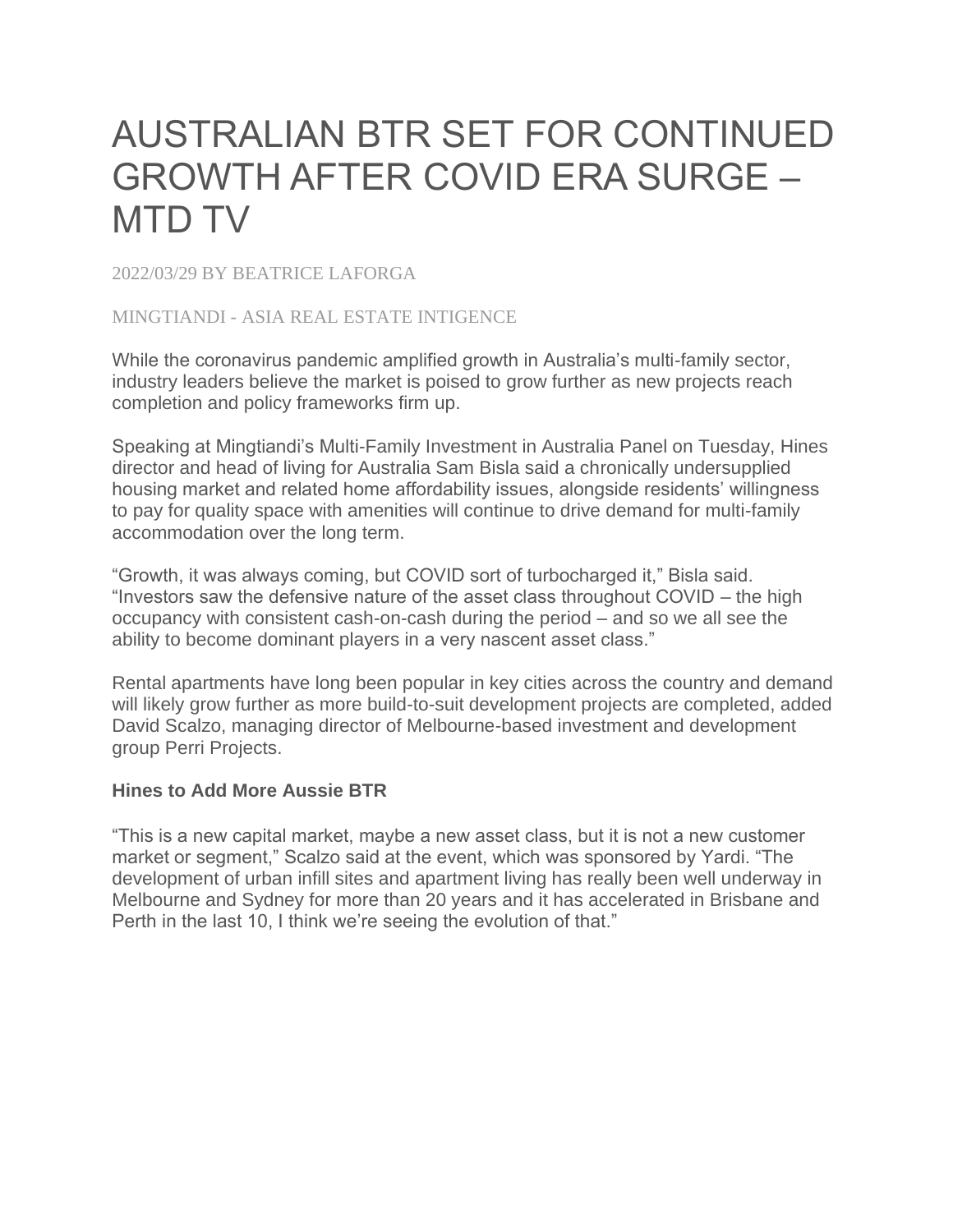# AUSTRALIAN BTR SET FOR CONTINUED GROWTH AFTER COVID ERA SURGE – MTD TV

2022/03/29 BY BEATRICE LAFORGA

MINGTIANDI - ASIA REAL ESTATE INTIGENCE

While the coronavirus pandemic amplified growth in Australia's multi-family sector, industry leaders believe the market is poised to grow further as new projects reach completion and policy frameworks firm up.

Speaking at Mingtiandi's Multi-Family Investment in Australia Panel on Tuesday, Hines director and head of living for Australia Sam Bisla said a chronically undersupplied housing market and related home affordability issues, alongside residents' willingness to pay for quality space with amenities will continue to drive demand for multi-family accommodation over the long term.

"Growth, it was always coming, but COVID sort of turbocharged it," Bisla said. "Investors saw the defensive nature of the asset class throughout COVID – the high occupancy with consistent cash-on-cash during the period – and so we all see the ability to become dominant players in a very nascent asset class."

Rental apartments have long been popular in key cities across the country and demand will likely grow further as more build-to-suit development projects are completed, added David Scalzo, managing director of Melbourne-based investment and development group Perri Projects.

**Hines to Add More Aussie BTR**

"This is a new capital market, maybe a new asset class, but it is not a new customer market or segment," Scalzo said at the event, which was sponsored by Yardi. "The development of urban infill sites and apartment living has really been well underway in Melbourne and Sydney for more than 20 years and it has accelerated in Brisbane and Perth in the last 10, I think we're seeing the evolution of that."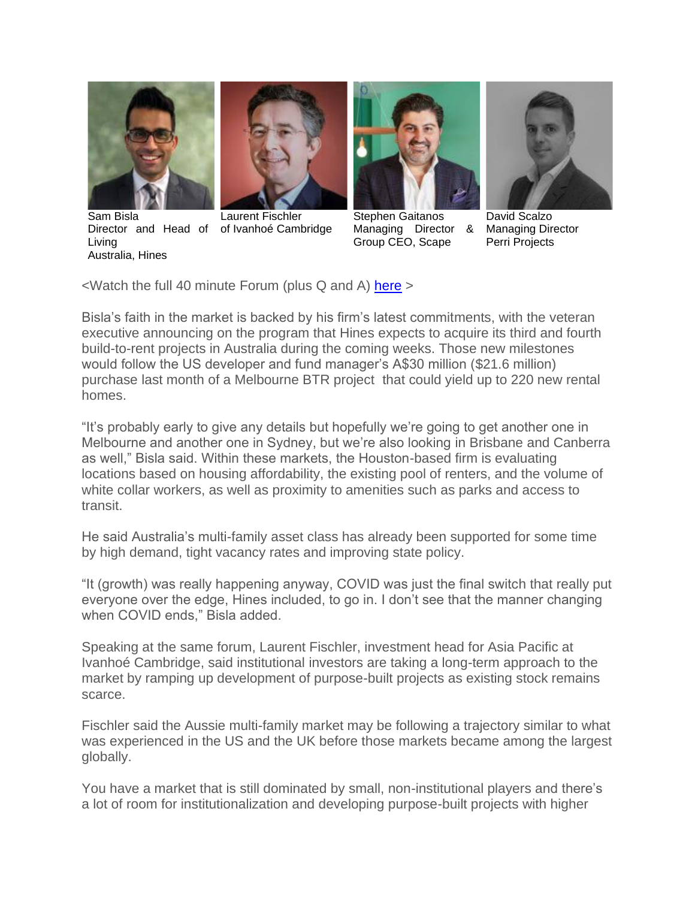Sam Bisla
Director and Head of Living
Australia, Hines

Laurent Fischler
of Ivanhoé Cambridge

Stephen Gaitanos
Managing Director & Group CEO, Scape

David Scalzo
Managing Director
Perri Projects

<Watch the full 40 minute Forum (plus Q and A) [here](#) >

Bisla's faith in the market is backed by his firm's latest commitments, with the veteran executive announcing on the program that Hines expects to acquire its third and fourth build-to-rent projects in Australia during the coming weeks. Those new milestones would follow the US developer and fund manager's A$30 million ($21.6 million) purchase last month of a Melbourne BTR project that could yield up to 220 new rental homes.

"It's probably early to give any details but hopefully we're going to get another one in Melbourne and another one in Sydney, but we're also looking in Brisbane and Canberra as well," Bisla said. Within these markets, the Houston-based firm is evaluating locations based on housing affordability, the existing pool of renters, and the volume of white collar workers, as well as proximity to amenities such as parks and access to transit.

He said Australia's multi-family asset class has already been supported for some time by high demand, tight vacancy rates and improving state policy.

"It (growth) was really happening anyway, COVID was just the final switch that really put everyone over the edge, Hines included, to go in. I don't see that the manner changing when COVID ends," Bisla added.

Speaking at the same forum, Laurent Fischler, investment head for Asia Pacific at Ivanhoé Cambridge, said institutional investors are taking a long-term approach to the market by ramping up development of purpose-built projects as existing stock remains scarce.

Fischler said the Aussie multi-family market may be following a trajectory similar to what was experienced in the US and the UK before those markets became among the largest globally.

You have a market that is still dominated by small, non-institutional players and there's a lot of room for institutionalization and developing purpose-built projects with higher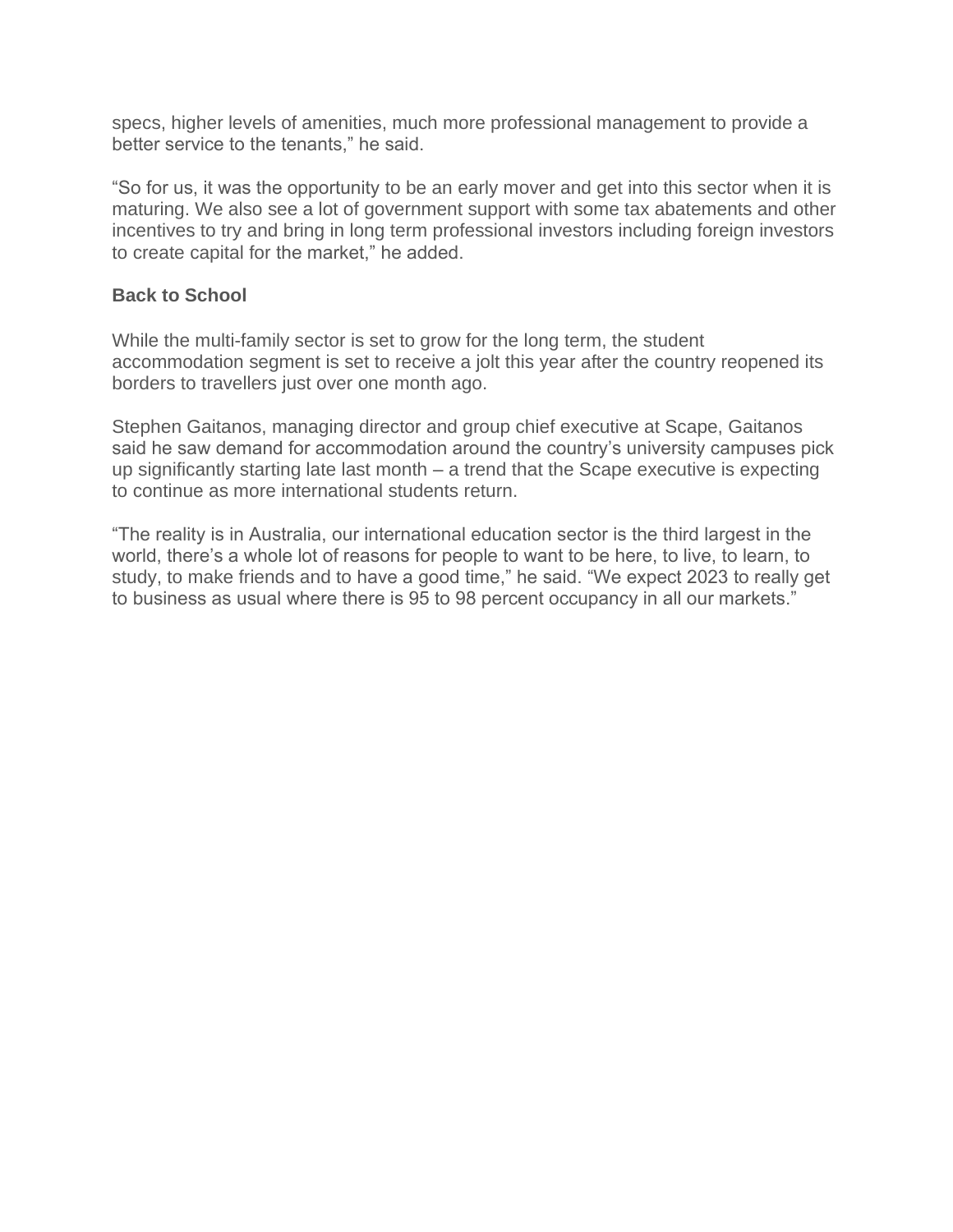specs, higher levels of amenities, much more professional management to provide a better service to the tenants," he said.

"So for us, it was the opportunity to be an early mover and get into this sector when it is maturing. We also see a lot of government support with some tax abatements and other incentives to try and bring in long term professional investors including foreign investors to create capital for the market," he added.

**Back to School**

While the multi-family sector is set to grow for the long term, the student accommodation segment is set to receive a jolt this year after the country reopened its borders to travellers just over one month ago.

Stephen Gaitanos, managing director and group chief executive at Scape, Gaitanos said he saw demand for accommodation around the country's university campuses pick up significantly starting late last month – a trend that the Scape executive is expecting to continue as more international students return.

"The reality is in Australia, our international education sector is the third largest in the world, there's a whole lot of reasons for people to want to be here, to live, to learn, to study, to make friends and to have a good time," he said. "We expect 2023 to really get to business as usual where there is 95 to 98 percent occupancy in all our markets."